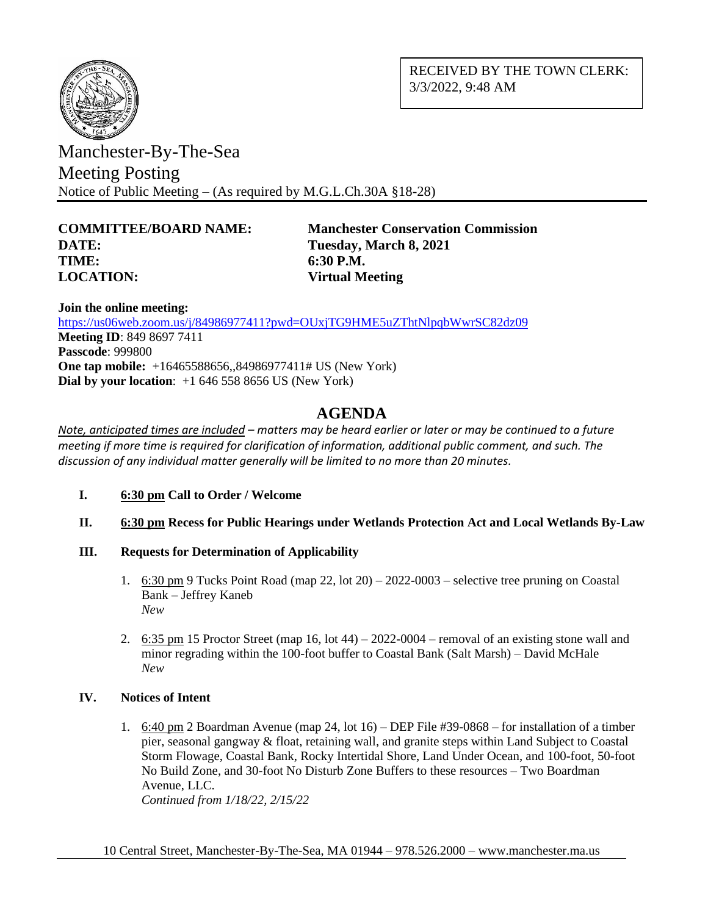RECEIVED BY THE TOWN CLERK:
3/3/2022, 9:48 AM

# Manchester-By-The-Sea
## Meeting Posting
Notice of Public Meeting – (As required by M.G.L.Ch.30A §18-28)

**COMMITTEE/BOARD NAME:** **Manchester Conservation Commission**
**DATE:** **Tuesday, March 8, 2021**
**TIME:** **6:30 P.M.**
**LOCATION:** **Virtual Meeting**

**Join the online meeting:**
https://us06web.zoom.us/j/84986977411?pwd=OUxjTG9HME5uZThtNlpqbWwrSC82dz09
**Meeting ID**: 849 8697 7411
**Passcode**: 999800
**One tap mobile:** +16465588656,,84986977411# US (New York)
**Dial by your location**: +1 646 558 8656 US (New York)

## AGENDA

*Note, anticipated times are included – matters may be heard earlier or later or may be continued to a future meeting if more time is required for clarification of information, additional public comment, and such. The discussion of any individual matter generally will be limited to no more than 20 minutes.*

**I. 6:30 pm Call to Order / Welcome**

**II. 6:30 pm Recess for Public Hearings under Wetlands Protection Act and Local Wetlands By-Law**

**III. Requests for Determination of Applicability**

1. 6:30 pm 9 Tucks Point Road (map 22, lot 20) – 2022-0003 – selective tree pruning on Coastal Bank – Jeffrey Kaneb
   *New*

2. 6:35 pm 15 Proctor Street (map 16, lot 44) – 2022-0004 – removal of an existing stone wall and minor regrading within the 100-foot buffer to Coastal Bank (Salt Marsh) – David McHale
   *New*

**IV. Notices of Intent**

1. 6:40 pm 2 Boardman Avenue (map 24, lot 16) – DEP File #39-0868 – for installation of a timber pier, seasonal gangway & float, retaining wall, and granite steps within Land Subject to Coastal Storm Flowage, Coastal Bank, Rocky Intertidal Shore, Land Under Ocean, and 100-foot, 50-foot No Build Zone, and 30-foot No Disturb Zone Buffers to these resources – Two Boardman Avenue, LLC.
   *Continued from 1/18/22, 2/15/22*

10 Central Street, Manchester-By-The-Sea, MA 01944 – 978.526.2000 – www.manchester.ma.us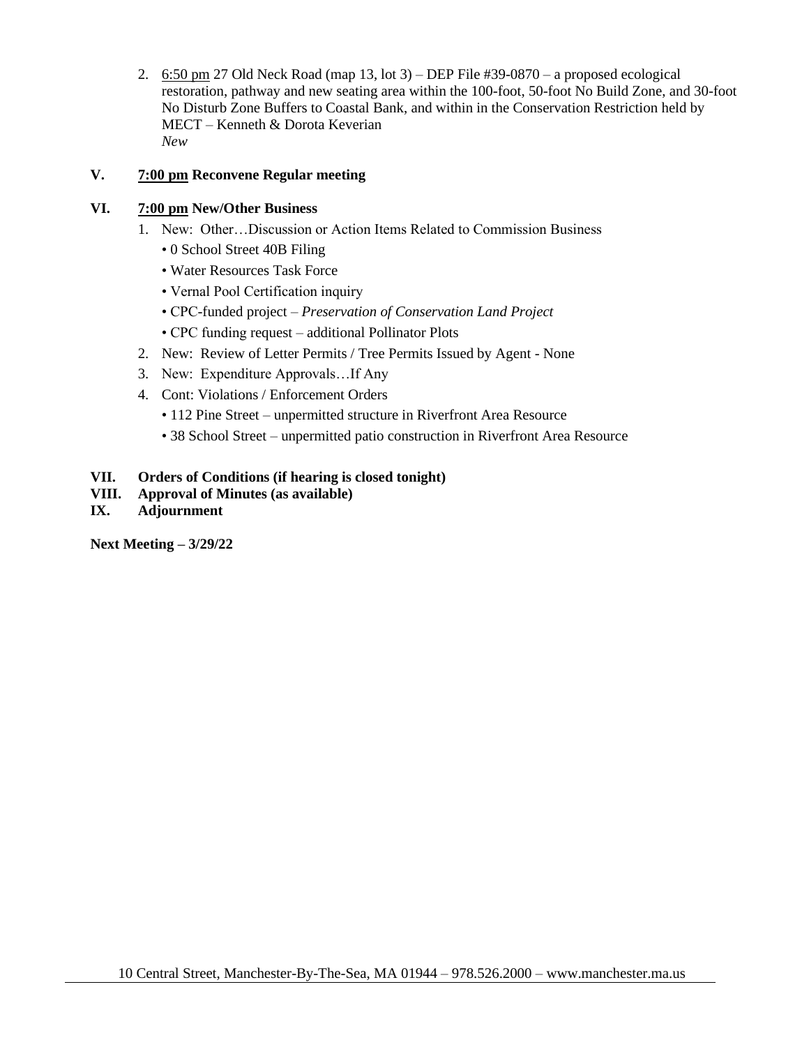2. 6:50 pm 27 Old Neck Road (map 13, lot 3) – DEP File #39-0870 – a proposed ecological restoration, pathway and new seating area within the 100-foot, 50-foot No Build Zone, and 30-foot No Disturb Zone Buffers to Coastal Bank, and within in the Conservation Restriction held by MECT – Kenneth & Dorota Keverian
   *New*

**V. 7:00 pm Reconvene Regular meeting**

**VI. 7:00 pm New/Other Business**

1. New: Other…Discussion or Action Items Related to Commission Business
   - 0 School Street 40B Filing
   - Water Resources Task Force
   - Vernal Pool Certification inquiry
   - CPC-funded project – *Preservation of Conservation Land Project*
   - CPC funding request – additional Pollinator Plots
2. New: Review of Letter Permits / Tree Permits Issued by Agent - None
3. New: Expenditure Approvals…If Any
4. Cont: Violations / Enforcement Orders
   - 112 Pine Street – unpermitted structure in Riverfront Area Resource
   - 38 School Street – unpermitted patio construction in Riverfront Area Resource

**VII. Orders of Conditions (if hearing is closed tonight)**

**VIII. Approval of Minutes (as available)**

**IX. Adjournment**

**Next Meeting – 3/29/22**

10 Central Street, Manchester-By-The-Sea, MA 01944 – 978.526.2000 – www.manchester.ma.us